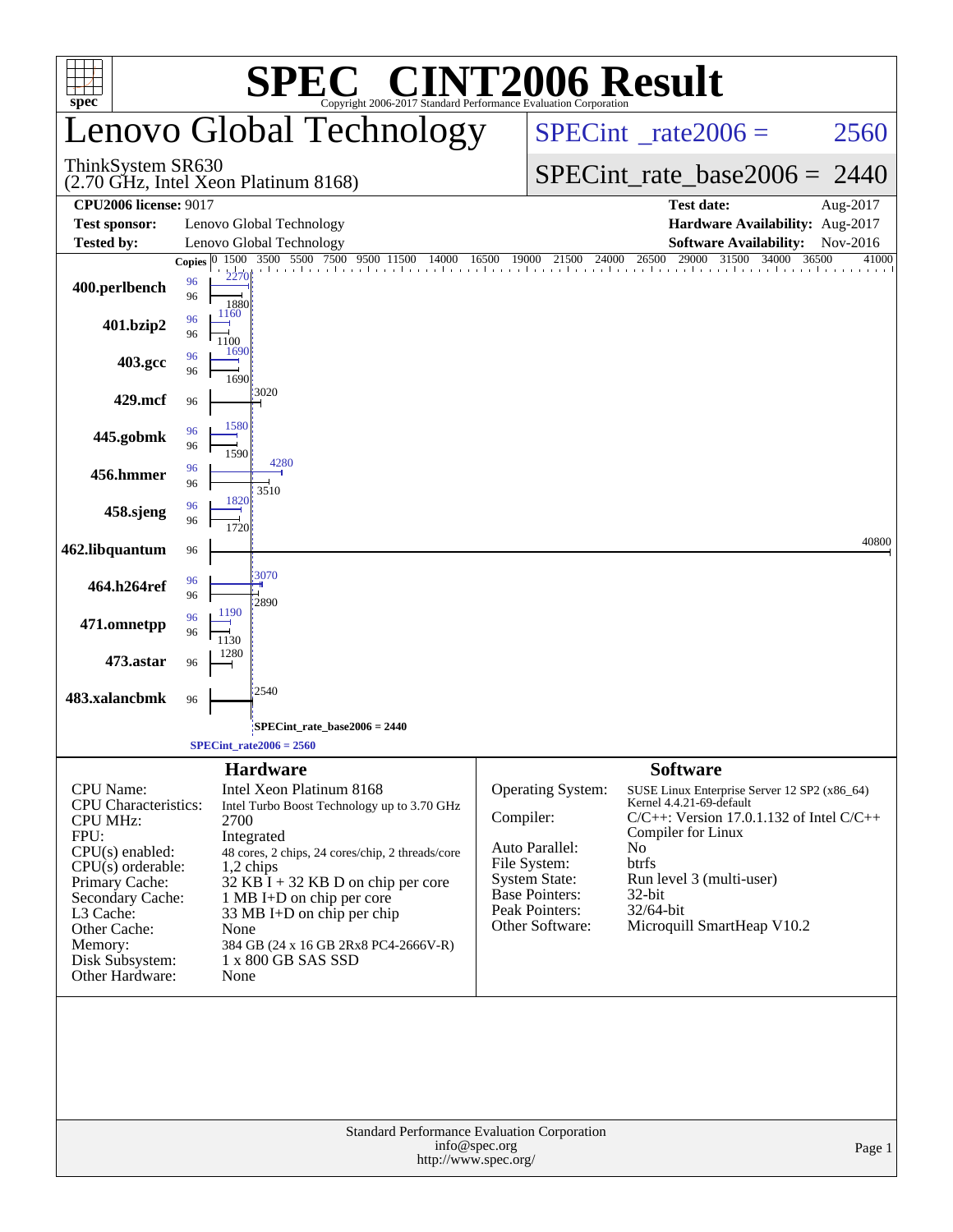# SPEC® CINT2006 Result

Copyright 2006-2017 Standard Performance Evaluation Corporation

## Lenovo Global Technology

ThinkSystem SR630
(2.70 GHz, Intel Xeon Platinum 8168)

SPECint_rate2006 = 2560

SPECint_rate_base2006 = 2440

| | | | |
|---|---|---|---|
| **CPU2006 license:** | 9017 | **Test date:** | Aug-2017 |
| **Test sponsor:** | Lenovo Global Technology | **Hardware Availability:** | Aug-2017 |
| **Tested by:** | Lenovo Global Technology | **Software Availability:** | Nov-2016 |

| Benchmark | Copies (peak) | Peak | Copies (base) | Base |
|---|---|---|---|---|
| 400.perlbench | 96 | 2270 | 96 | 1880 |
| 401.bzip2 | 96 | 1160 | 96 | 1100 |
| 403.gcc | 96 | 1690 | 96 | 1690 |
| 429.mcf | | | 96 | 3020 |
| 445.gobmk | 96 | 1580 | 96 | 1590 |
| 456.hmmer | 96 | 4280 | 96 | 3510 |
| 458.sjeng | 96 | 1820 | 96 | 1720 |
| 462.libquantum | | | 96 | 40800 |
| 464.h264ref | 96 | 3070 | 96 | 2890 |
| 471.omnetpp | 96 | 1190 | 96 | 1130 |
| 473.astar | | | 96 | 1280 |
| 483.xalancbmk | | | 96 | 2540 |

SPECint_rate_base2006 = 2440

SPECint_rate2006 = 2560

### Hardware

| | |
|---|---|
| CPU Name: | Intel Xeon Platinum 8168 |
| CPU Characteristics: | Intel Turbo Boost Technology up to 3.70 GHz |
| CPU MHz: | 2700 |
| FPU: | Integrated |
| CPU(s) enabled: | 48 cores, 2 chips, 24 cores/chip, 2 threads/core |
| CPU(s) orderable: | 1,2 chips |
| Primary Cache: | 32 KB I + 32 KB D on chip per core |
| Secondary Cache: | 1 MB I+D on chip per core |
| L3 Cache: | 33 MB I+D on chip per chip |
| Other Cache: | None |
| Memory: | 384 GB (24 x 16 GB 2Rx8 PC4-2666V-R) |
| Disk Subsystem: | 1 x 800 GB SAS SSD |
| Other Hardware: | None |

### Software

| | |
|---|---|
| Operating System: | SUSE Linux Enterprise Server 12 SP2 (x86_64) Kernel 4.4.21-69-default |
| Compiler: | C/C++: Version 17.0.1.132 of Intel C/C++ Compiler for Linux |
| Auto Parallel: | No |
| File System: | btrfs |
| System State: | Run level 3 (multi-user) |
| Base Pointers: | 32-bit |
| Peak Pointers: | 32/64-bit |
| Other Software: | Microquill SmartHeap V10.2 |

Standard Performance Evaluation Corporation
info@spec.org
http://www.spec.org/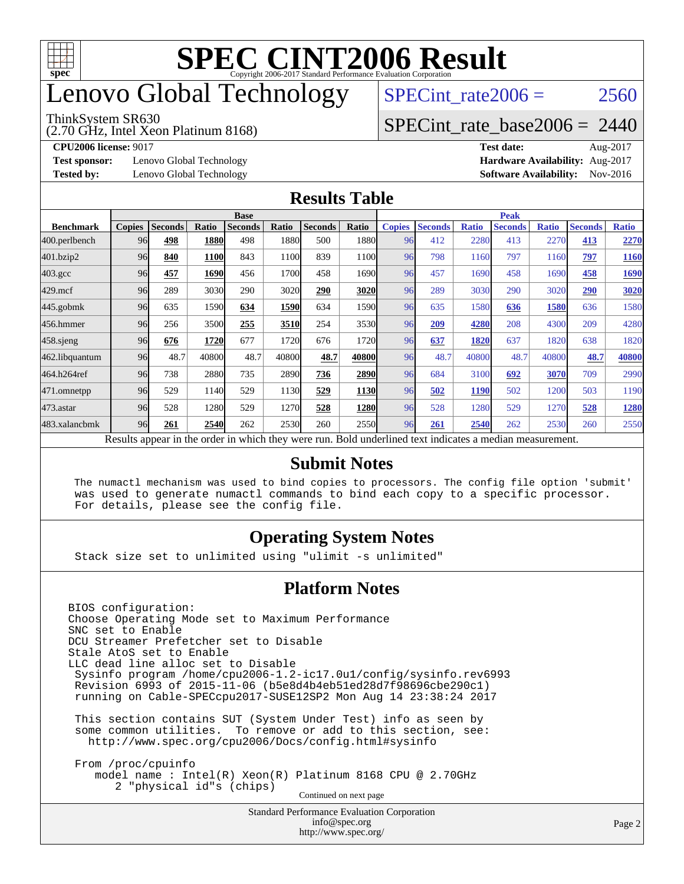# SPEC CINT2006 Result

Copyright 2006-2017 Standard Performance Evaluation Corporation

# Lenovo Global Technology

ThinkSystem SR630
(2.70 GHz, Intel Xeon Platinum 8168)

SPECint_rate2006 = 2560

SPECint_rate_base2006 = 2440

**CPU2006 license:** 9017
**Test sponsor:** Lenovo Global Technology
**Tested by:** Lenovo Global Technology

**Test date:** Aug-2017
**Hardware Availability:** Aug-2017
**Software Availability:** Nov-2016

## Results Table

| Benchmark | Base | | | | | | | Peak | | | | | | |
|---|---|---|---|---|---|---|---|---|---|---|---|---|---|---|
| | Copies | Seconds | Ratio | Seconds | Ratio | Seconds | Ratio | Copies | Seconds | Ratio | Seconds | Ratio | Seconds | Ratio |
| 400.perlbench | 96 | **498** | **1880** | 498 | 1880 | 500 | 1880 | 96 | 412 | 2280 | 413 | 2270 | **413** | **2270** |
| 401.bzip2 | 96 | **840** | **1100** | 843 | 1100 | 839 | 1100 | 96 | 798 | 1160 | 797 | 1160 | **797** | **1160** |
| 403.gcc | 96 | **457** | **1690** | 456 | 1700 | 458 | 1690 | 96 | 457 | 1690 | 458 | 1690 | **458** | **1690** |
| 429.mcf | 96 | 289 | 3030 | 290 | 3020 | **290** | **3020** | 96 | 289 | 3030 | 290 | 3020 | **290** | **3020** |
| 445.gobmk | 96 | 635 | 1590 | **634** | **1590** | 634 | 1590 | 96 | 635 | 1580 | **636** | **1580** | 636 | 1580 |
| 456.hmmer | 96 | 256 | 3500 | **255** | **3510** | 254 | 3530 | 96 | **209** | **4280** | 208 | 4300 | 209 | 4280 |
| 458.sjeng | 96 | **676** | **1720** | 677 | 1720 | 676 | 1720 | 96 | **637** | **1820** | 637 | 1820 | 638 | 1820 |
| 462.libquantum | 96 | 48.7 | 40800 | 48.7 | 40800 | **48.7** | **40800** | 96 | 48.7 | 40800 | 48.7 | 40800 | **48.7** | **40800** |
| 464.h264ref | 96 | 738 | 2880 | 735 | 2890 | **736** | **2890** | 96 | 684 | 3100 | **692** | **3070** | 709 | 2990 |
| 471.omnetpp | 96 | 529 | 1140 | 529 | 1130 | **529** | **1130** | 96 | **502** | **1190** | 502 | 1200 | 503 | 1190 |
| 473.astar | 96 | 528 | 1280 | 529 | 1270 | **528** | **1280** | 96 | 528 | 1280 | 529 | 1270 | **528** | **1280** |
| 483.xalancbmk | 96 | **261** | **2540** | 262 | 2530 | 260 | 2550 | 96 | **261** | **2540** | 262 | 2530 | 260 | 2550 |

Results appear in the order in which they were run. Bold underlined text indicates a median measurement.

## Submit Notes

```
The numactl mechanism was used to bind copies to processors. The config file option 'submit'
was used to generate numactl commands to bind each copy to a specific processor.
For details, please see the config file.
```

## Operating System Notes

```
Stack size set to unlimited using "ulimit -s unlimited"
```

## Platform Notes

```
BIOS configuration:
Choose Operating Mode set to Maximum Performance
SNC set to Enable
DCU Streamer Prefetcher set to Disable
Stale AtoS set to Enable
LLC dead line alloc set to Disable
 Sysinfo program /home/cpu2006-1.2-ic17.0u1/config/sysinfo.rev6993
 Revision 6993 of 2015-11-06 (b5e8d4b4eb51ed28d7f98696cbe290c1)
 running on Cable-SPECcpu2017-SUSE12SP2 Mon Aug 14 23:38:24 2017

 This section contains SUT (System Under Test) info as seen by
 some common utilities.  To remove or add to this section, see:
   http://www.spec.org/cpu2006/Docs/config.html#sysinfo

 From /proc/cpuinfo
    model name : Intel(R) Xeon(R) Platinum 8168 CPU @ 2.70GHz
       2 "physical id"s (chips)
```

Continued on next page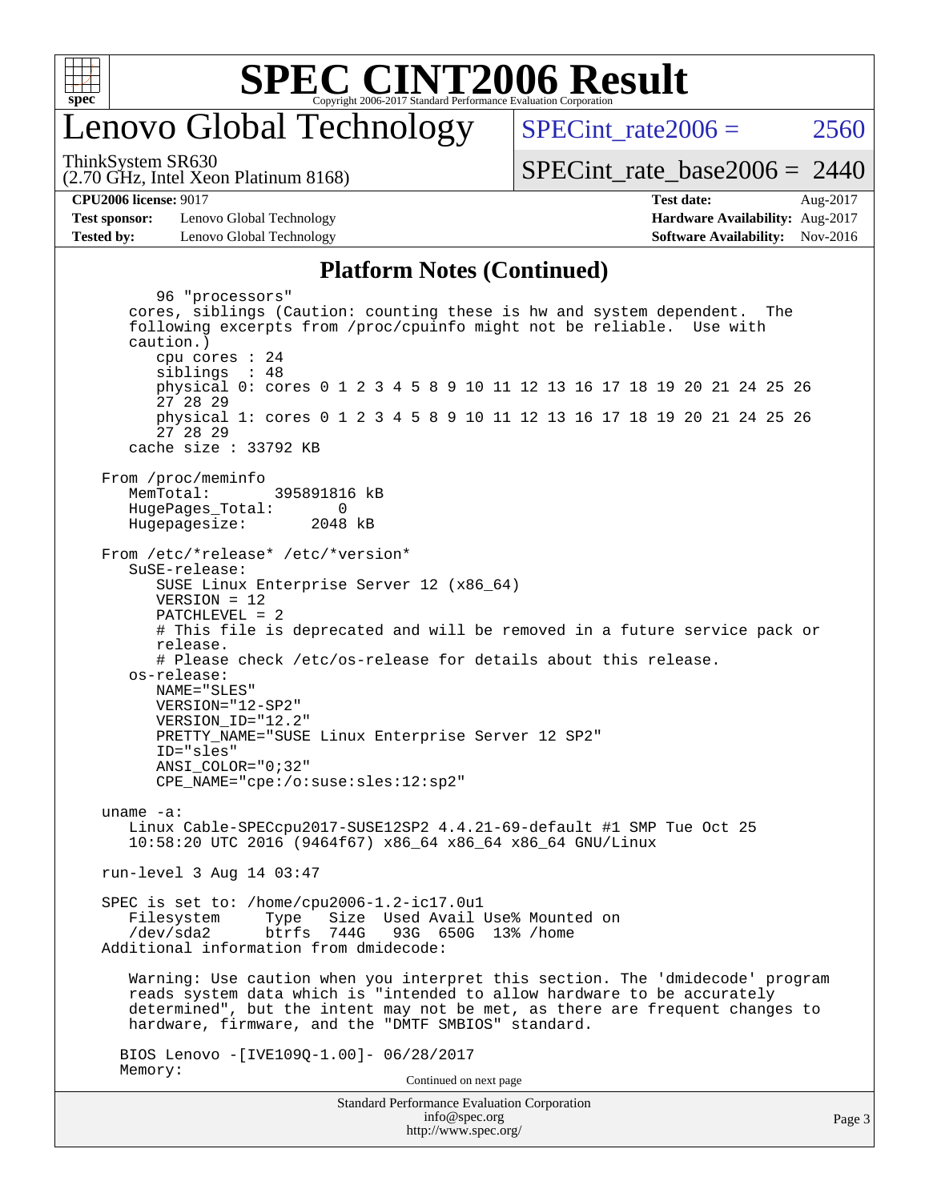# SPEC CINT2006 Result

Copyright 2006-2017 Standard Performance Evaluation Corporation

## Lenovo Global Technology

ThinkSystem SR630
(2.70 GHz, Intel Xeon Platinum 8168)

SPECint_rate2006 = 2560

SPECint_rate_base2006 = 2440

**CPU2006 license:** 9017
**Test sponsor:** Lenovo Global Technology
**Tested by:** Lenovo Global Technology

**Test date:** Aug-2017
**Hardware Availability:** Aug-2017
**Software Availability:** Nov-2016

### Platform Notes (Continued)

```
        96 "processors"
     cores, siblings (Caution: counting these is hw and system dependent.  The
     following excerpts from /proc/cpuinfo might not be reliable.  Use with
     caution.)
        cpu cores : 24
        siblings  : 48
        physical 0: cores 0 1 2 3 4 5 8 9 10 11 12 13 16 17 18 19 20 21 24 25 26
        27 28 29
        physical 1: cores 0 1 2 3 4 5 8 9 10 11 12 13 16 17 18 19 20 21 24 25 26
        27 28 29
     cache size : 33792 KB

  From /proc/meminfo
     MemTotal:       395891816 kB
     HugePages_Total:       0
     Hugepagesize:       2048 kB

  From /etc/*release* /etc/*version*
     SuSE-release:
        SUSE Linux Enterprise Server 12 (x86_64)
        VERSION = 12
        PATCHLEVEL = 2
        # This file is deprecated and will be removed in a future service pack or
        release.
        # Please check /etc/os-release for details about this release.
     os-release:
        NAME="SLES"
        VERSION="12-SP2"
        VERSION_ID="12.2"
        PRETTY_NAME="SUSE Linux Enterprise Server 12 SP2"
        ID="sles"
        ANSI_COLOR="0;32"
        CPE_NAME="cpe:/o:suse:sles:12:sp2"

  uname -a:
     Linux Cable-SPECcpu2017-SUSE12SP2 4.4.21-69-default #1 SMP Tue Oct 25
     10:58:20 UTC 2016 (9464f67) x86_64 x86_64 x86_64 GNU/Linux

  run-level 3 Aug 14 03:47

  SPEC is set to: /home/cpu2006-1.2-ic17.0u1
     Filesystem     Type   Size  Used Avail Use% Mounted on
     /dev/sda2      btrfs  744G   93G  650G  13% /home
  Additional information from dmidecode:

     Warning: Use caution when you interpret this section. The 'dmidecode' program
     reads system data which is "intended to allow hardware to be accurately
     determined", but the intent may not be met, as there are frequent changes to
     hardware, firmware, and the "DMTF SMBIOS" standard.

    BIOS Lenovo -[IVE109Q-1.00]- 06/28/2017
    Memory:
```

Continued on next page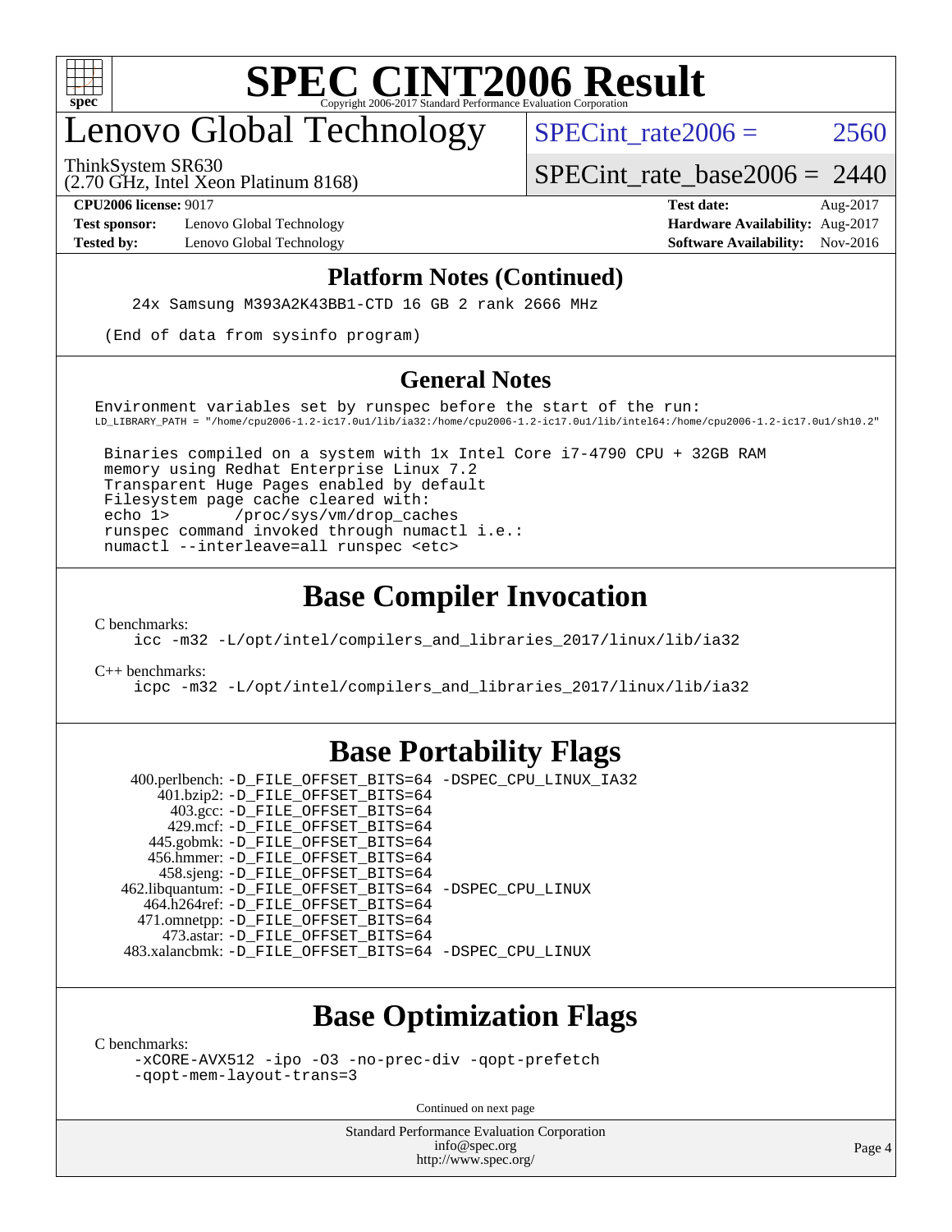## Platform Notes (Continued)

```
24x Samsung M393A2K43BB1-CTD 16 GB 2 rank 2666 MHz

(End of data from sysinfo program)
```

## General Notes

```
Environment variables set by runspec before the start of the run:
LD_LIBRARY_PATH = "/home/cpu2006-1.2-ic17.0u1/lib/ia32:/home/cpu2006-1.2-ic17.0u1/lib/intel64:/home/cpu2006-1.2-ic17.0u1/sh10.2"

 Binaries compiled on a system with 1x Intel Core i7-4790 CPU + 32GB RAM
 memory using Redhat Enterprise Linux 7.2
 Transparent Huge Pages enabled by default
 Filesystem page cache cleared with:
 echo 1>       /proc/sys/vm/drop_caches
 runspec command invoked through numactl i.e.:
 numactl --interleave=all runspec <etc>
```

# Base Compiler Invocation

C benchmarks:
```
icc -m32 -L/opt/intel/compilers_and_libraries_2017/linux/lib/ia32
```

C++ benchmarks:
```
icpc -m32 -L/opt/intel/compilers_and_libraries_2017/linux/lib/ia32
```

# Base Portability Flags

| Benchmark | Flags |
|---|---|
| 400.perlbench: | -D_FILE_OFFSET_BITS=64 -DSPEC_CPU_LINUX_IA32 |
| 401.bzip2: | -D_FILE_OFFSET_BITS=64 |
| 403.gcc: | -D_FILE_OFFSET_BITS=64 |
| 429.mcf: | -D_FILE_OFFSET_BITS=64 |
| 445.gobmk: | -D_FILE_OFFSET_BITS=64 |
| 456.hmmer: | -D_FILE_OFFSET_BITS=64 |
| 458.sjeng: | -D_FILE_OFFSET_BITS=64 |
| 462.libquantum: | -D_FILE_OFFSET_BITS=64 -DSPEC_CPU_LINUX |
| 464.h264ref: | -D_FILE_OFFSET_BITS=64 |
| 471.omnetpp: | -D_FILE_OFFSET_BITS=64 |
| 473.astar: | -D_FILE_OFFSET_BITS=64 |
| 483.xalancbmk: | -D_FILE_OFFSET_BITS=64 -DSPEC_CPU_LINUX |

# Base Optimization Flags

C benchmarks:
```
-xCORE-AVX512 -ipo -O3 -no-prec-div -qopt-prefetch
-qopt-mem-layout-trans=3
```

Continued on next page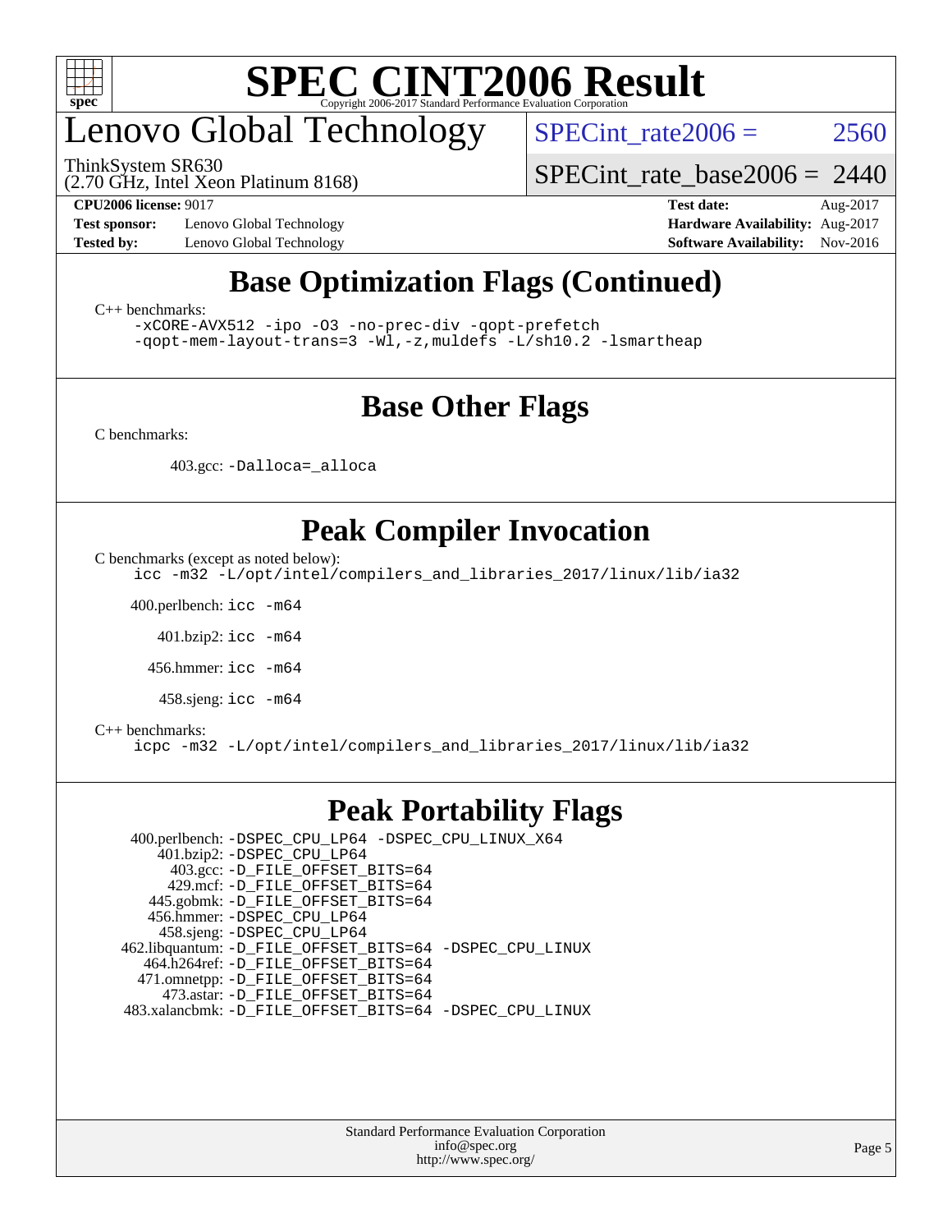# Base Optimization Flags (Continued)

C++ benchmarks:

```
-xCORE-AVX512 -ipo -O3 -no-prec-div -qopt-prefetch
-qopt-mem-layout-trans=3 -Wl,-z,muldefs -L/sh10.2 -lsmartheap
```

# Base Other Flags

C benchmarks:

403.gcc: `-Dalloca=_alloca`

# Peak Compiler Invocation

C benchmarks (except as noted below):

```
icc -m32 -L/opt/intel/compilers_and_libraries_2017/linux/lib/ia32
```

400.perlbench: `icc -m64`

401.bzip2: `icc -m64`

456.hmmer: `icc -m64`

458.sjeng: `icc -m64`

C++ benchmarks:

```
icpc -m32 -L/opt/intel/compilers_and_libraries_2017/linux/lib/ia32
```

# Peak Portability Flags

400.perlbench: `-DSPEC_CPU_LP64 -DSPEC_CPU_LINUX_X64`
401.bzip2: `-DSPEC_CPU_LP64`
403.gcc: `-D_FILE_OFFSET_BITS=64`
429.mcf: `-D_FILE_OFFSET_BITS=64`
445.gobmk: `-D_FILE_OFFSET_BITS=64`
456.hmmer: `-DSPEC_CPU_LP64`
458.sjeng: `-DSPEC_CPU_LP64`
462.libquantum: `-D_FILE_OFFSET_BITS=64 -DSPEC_CPU_LINUX`
464.h264ref: `-D_FILE_OFFSET_BITS=64`
471.omnetpp: `-D_FILE_OFFSET_BITS=64`
473.astar: `-D_FILE_OFFSET_BITS=64`
483.xalancbmk: `-D_FILE_OFFSET_BITS=64 -DSPEC_CPU_LINUX`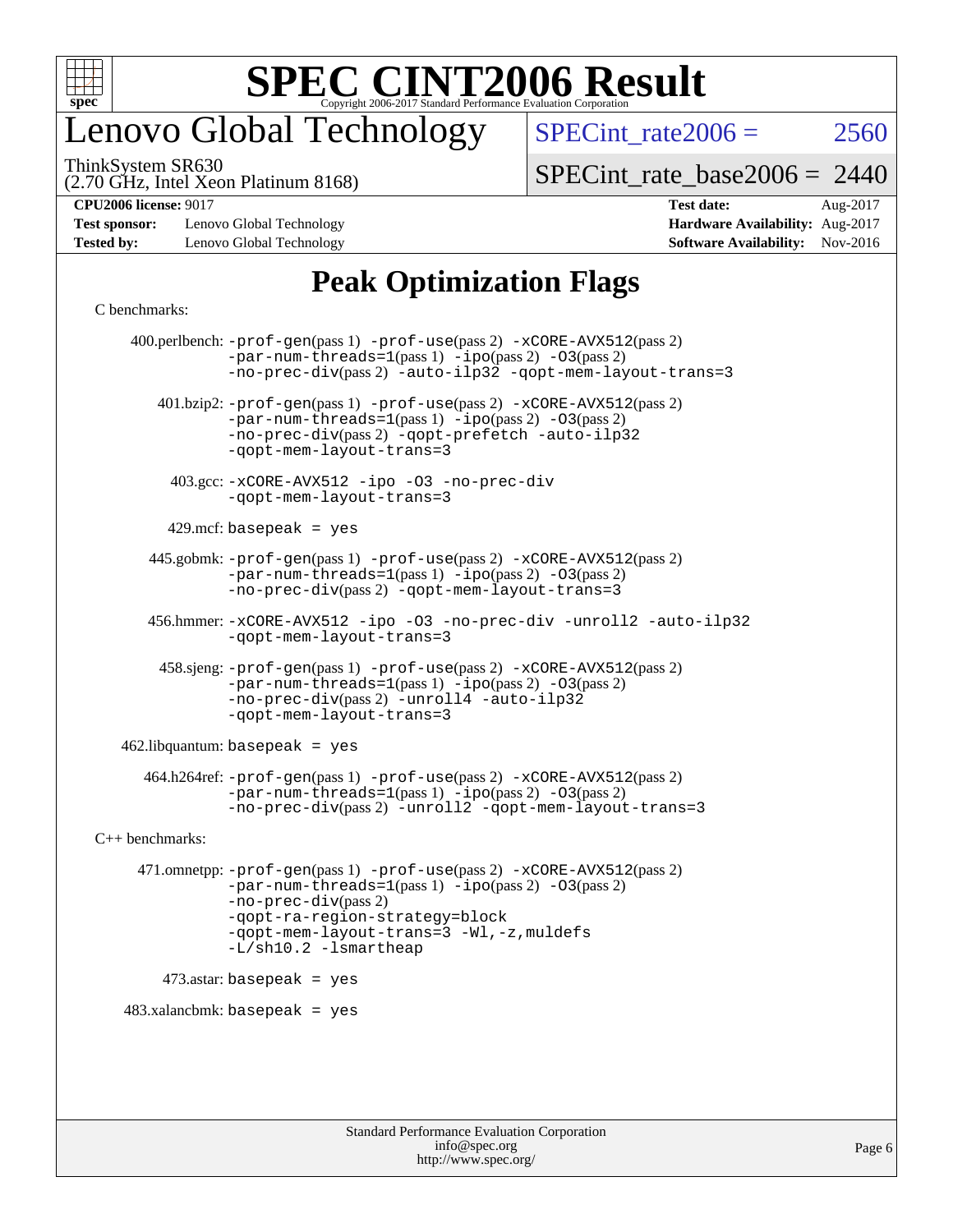# Lenovo Global Technology

ThinkSystem SR630
(2.70 GHz, Intel Xeon Platinum 8168)

SPECint_rate2006 = 2560

SPECint_rate_base2006 = 2440

**CPU2006 license:** 9017
**Test sponsor:** Lenovo Global Technology
**Tested by:** Lenovo Global Technology

**Test date:** Aug-2017
**Hardware Availability:** Aug-2017
**Software Availability:** Nov-2016

## Peak Optimization Flags

C benchmarks:

400.perlbench: -prof-gen(pass 1) -prof-use(pass 2) -xCORE-AVX512(pass 2) -par-num-threads=1(pass 1) -ipo(pass 2) -O3(pass 2) -no-prec-div(pass 2) -auto-ilp32 -qopt-mem-layout-trans=3

401.bzip2: -prof-gen(pass 1) -prof-use(pass 2) -xCORE-AVX512(pass 2) -par-num-threads=1(pass 1) -ipo(pass 2) -O3(pass 2) -no-prec-div(pass 2) -qopt-prefetch -auto-ilp32 -qopt-mem-layout-trans=3

403.gcc: -xCORE-AVX512 -ipo -O3 -no-prec-div -qopt-mem-layout-trans=3

429.mcf: basepeak = yes

445.gobmk: -prof-gen(pass 1) -prof-use(pass 2) -xCORE-AVX512(pass 2) -par-num-threads=1(pass 1) -ipo(pass 2) -O3(pass 2) -no-prec-div(pass 2) -qopt-mem-layout-trans=3

456.hmmer: -xCORE-AVX512 -ipo -O3 -no-prec-div -unroll2 -auto-ilp32 -qopt-mem-layout-trans=3

458.sjeng: -prof-gen(pass 1) -prof-use(pass 2) -xCORE-AVX512(pass 2) -par-num-threads=1(pass 1) -ipo(pass 2) -O3(pass 2) -no-prec-div(pass 2) -unroll4 -auto-ilp32 -qopt-mem-layout-trans=3

462.libquantum: basepeak = yes

464.h264ref: -prof-gen(pass 1) -prof-use(pass 2) -xCORE-AVX512(pass 2) -par-num-threads=1(pass 1) -ipo(pass 2) -O3(pass 2) -no-prec-div(pass 2) -unroll2 -qopt-mem-layout-trans=3

C++ benchmarks:

471.omnetpp: -prof-gen(pass 1) -prof-use(pass 2) -xCORE-AVX512(pass 2) -par-num-threads=1(pass 1) -ipo(pass 2) -O3(pass 2) -no-prec-div(pass 2) -qopt-ra-region-strategy=block -qopt-mem-layout-trans=3 -Wl,-z,muldefs -L/sh10.2 -lsmartheap

473.astar: basepeak = yes

483.xalancbmk: basepeak = yes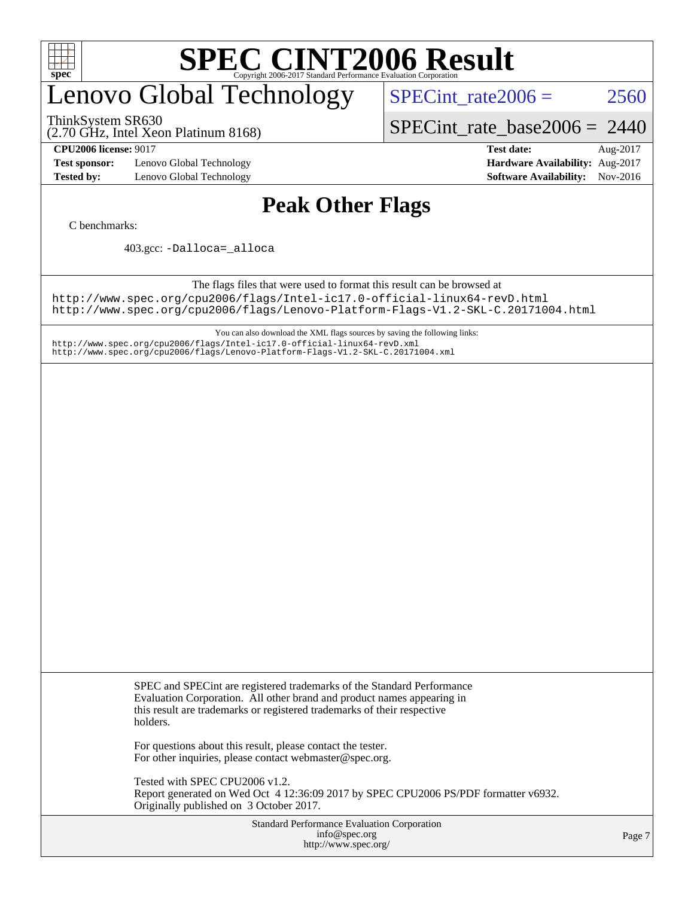# SPEC CINT2006 Result

Copyright 2006-2017 Standard Performance Evaluation Corporation

# Lenovo Global Technology

ThinkSystem SR630
(2.70 GHz, Intel Xeon Platinum 8168)

SPECint_rate2006 = 2560

SPECint_rate_base2006 = 2440

**CPU2006 license:** 9017
**Test sponsor:** Lenovo Global Technology
**Tested by:** Lenovo Global Technology

**Test date:** Aug-2017
**Hardware Availability:** Aug-2017
**Software Availability:** Nov-2016

## Peak Other Flags

C benchmarks:

403.gcc: -Dalloca=_alloca

The flags files that were used to format this result can be browsed at
http://www.spec.org/cpu2006/flags/Intel-ic17.0-official-linux64-revD.html
http://www.spec.org/cpu2006/flags/Lenovo-Platform-Flags-V1.2-SKL-C.20171004.html

You can also download the XML flags sources by saving the following links:
http://www.spec.org/cpu2006/flags/Intel-ic17.0-official-linux64-revD.xml
http://www.spec.org/cpu2006/flags/Lenovo-Platform-Flags-V1.2-SKL-C.20171004.xml

SPEC and SPECint are registered trademarks of the Standard Performance Evaluation Corporation. All other brand and product names appearing in this result are trademarks or registered trademarks of their respective holders.

For questions about this result, please contact the tester.
For other inquiries, please contact webmaster@spec.org.

Tested with SPEC CPU2006 v1.2.
Report generated on Wed Oct 4 12:36:09 2017 by SPEC CPU2006 PS/PDF formatter v6932.
Originally published on 3 October 2017.

Standard Performance Evaluation Corporation
info@spec.org
http://www.spec.org/